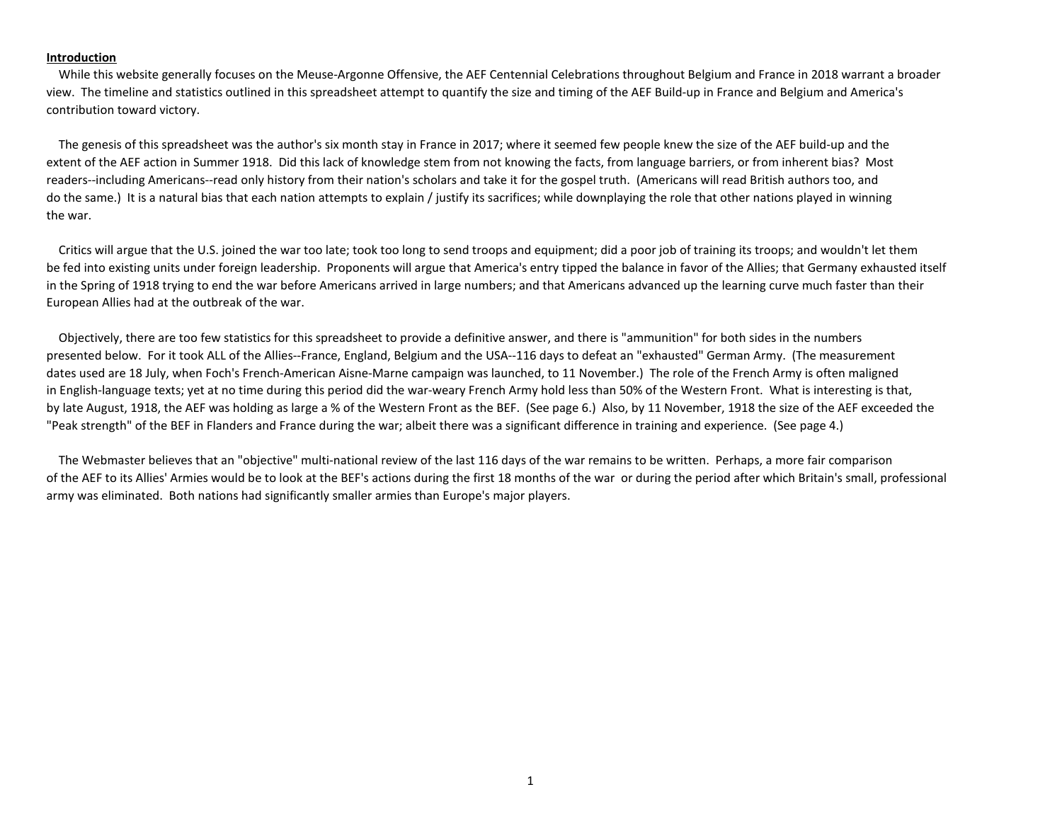**Introduction**

While this website generally focuses on the Meuse-Argonne Offensive, the AEF Centennial Celebrations throughout Belgium and France in 2018 warrant a broader view. The timeline and statistics outlined in this spreadsheet attempt to quantify the size and timing of the AEF Build-up in France and Belgium and America's contribution toward victory.

The genesis of this spreadsheet was the author's six month stay in France in 2017; where it seemed few people knew the size of the AEF build-up and the extent of the AEF action in Summer 1918. Did this lack of knowledge stem from not knowing the facts, from language barriers, or from inherent bias? Most readers--including Americans--read only history from their nation's scholars and take it for the gospel truth. (Americans will read British authors too, and do the same.) It is a natural bias that each nation attempts to explain / justify its sacrifices; while downplaying the role that other nations played in winning the war.

Critics will argue that the U.S. joined the war too late; took too long to send troops and equipment; did a poor job of training its troops; and wouldn't let them be fed into existing units under foreign leadership. Proponents will argue that America's entry tipped the balance in favor of the Allies; that Germany exhausted itself in the Spring of 1918 trying to end the war before Americans arrived in large numbers; and that Americans advanced up the learning curve much faster than their European Allies had at the outbreak of the war.

Objectively, there are too few statistics for this spreadsheet to provide a definitive answer, and there is "ammunition" for both sides in the numbers presented below. For it took ALL of the Allies--France, England, Belgium and the USA--116 days to defeat an "exhausted" German Army. (The measurement dates used are 18 July, when Foch's French-American Aisne-Marne campaign was launched, to 11 November.) The role of the French Army is often maligned in English-language texts; yet at no time during this period did the war-weary French Army hold less than 50% of the Western Front. What is interesting is that, by late August, 1918, the AEF was holding as large a % of the Western Front as the BEF. (See page 6.) Also, by 11 November, 1918 the size of the AEF exceeded the "Peak strength" of the BEF in Flanders and France during the war; albeit there was a significant difference in training and experience. (See page 4.)

The Webmaster believes that an "objective" multi-national review of the last 116 days of the war remains to be written. Perhaps, a more fair comparison of the AEF to its Allies' Armies would be to look at the BEF's actions during the first 18 months of the war or during the period after which Britain's small, professional army was eliminated. Both nations had significantly smaller armies than Europe's major players.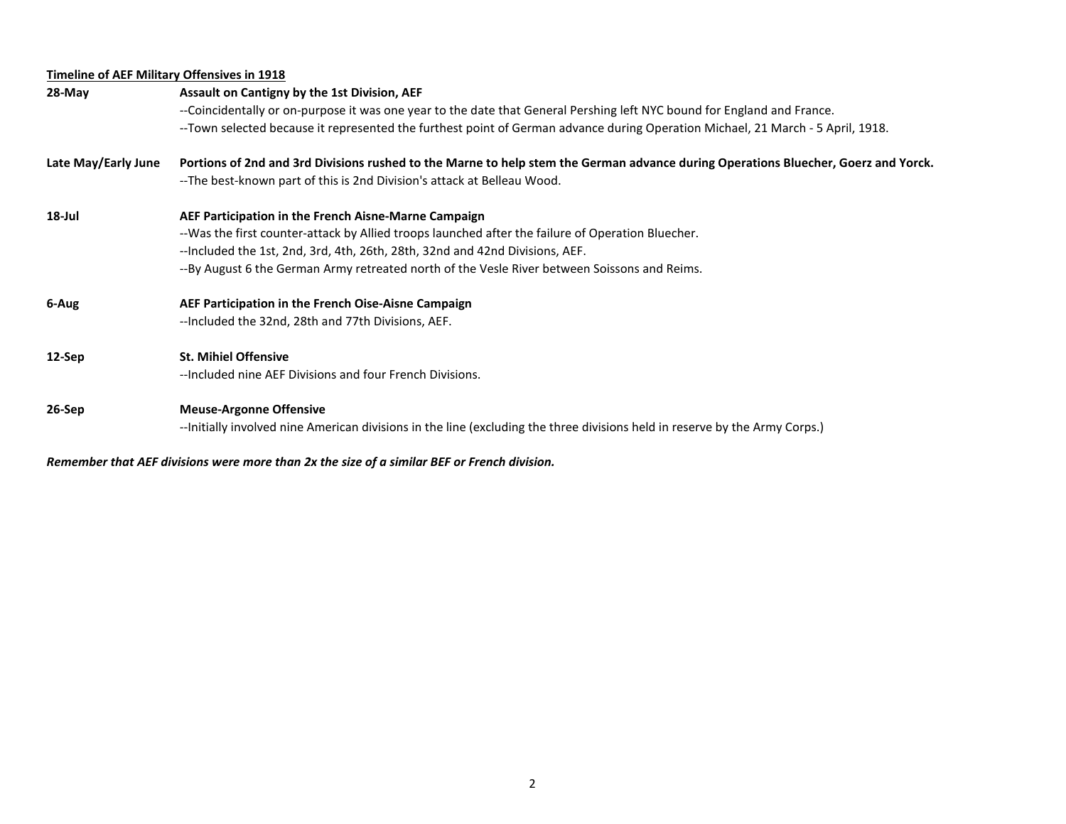**<u>Timeline of AEF Military Offensives in 1918</u>**

**28-May** — **Assault on Cantigny by the 1st Division, AEF**

--Coincidentally or on-purpose it was one year to the date that General Pershing left NYC bound for England and France.

--Town selected because it represented the furthest point of German advance during Operation Michael, 21 March - 5 April, 1918.

**Late May/Early June** — **Portions of 2nd and 3rd Divisions rushed to the Marne to help stem the German advance during Operations Bluecher, Goerz and Yorck.**

--The best-known part of this is 2nd Division's attack at Belleau Wood.

**18-Jul** — **AEF Participation in the French Aisne-Marne Campaign**

--Was the first counter-attack by Allied troops launched after the failure of Operation Bluecher.

--Included the 1st, 2nd, 3rd, 4th, 26th, 28th, 32nd and 42nd Divisions, AEF.

--By August 6 the German Army retreated north of the Vesle River between Soissons and Reims.

**6-Aug** — **AEF Participation in the French Oise-Aisne Campaign**

--Included the 32nd, 28th and 77th Divisions, AEF.

**12-Sep** — **St. Mihiel Offensive**

--Included nine AEF Divisions and four French Divisions.

**26-Sep** — **Meuse-Argonne Offensive**

--Initially involved nine American divisions in the line (excluding the three divisions held in reserve by the Army Corps.)

***Remember that AEF divisions were more than 2x the size of a similar BEF or French division.***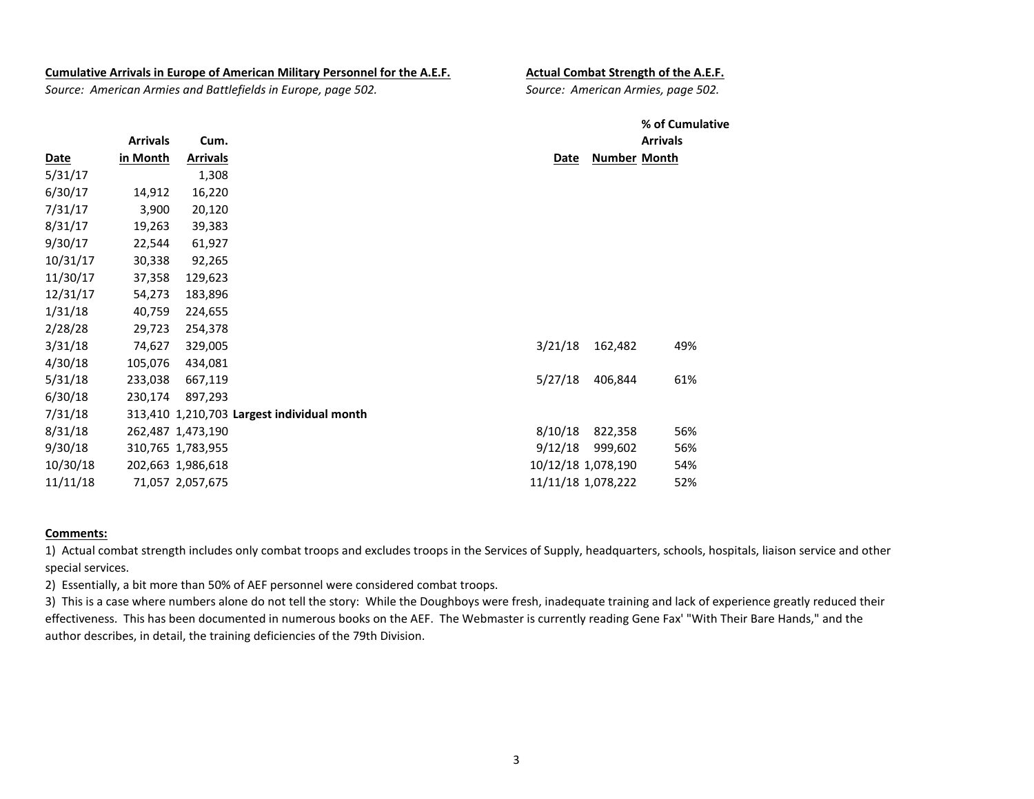**Cumulative Arrivals in Europe of American Military Personnel for the A.E.F.**

*Source: American Armies and Battlefields in Europe, page 502.*

| Date | Arrivals in Month | Cum. Arrivals | |
|---|---|---|---|
| 5/31/17 | | 1,308 | |
| 6/30/17 | 14,912 | 16,220 | |
| 7/31/17 | 3,900 | 20,120 | |
| 8/31/17 | 19,263 | 39,383 | |
| 9/30/17 | 22,544 | 61,927 | |
| 10/31/17 | 30,338 | 92,265 | |
| 11/30/17 | 37,358 | 129,623 | |
| 12/31/17 | 54,273 | 183,896 | |
| 1/31/18 | 40,759 | 224,655 | |
| 2/28/28 | 29,723 | 254,378 | |
| 3/31/18 | 74,627 | 329,005 | |
| 4/30/18 | 105,076 | 434,081 | |
| 5/31/18 | 233,038 | 667,119 | |
| 6/30/18 | 230,174 | 897,293 | |
| 7/31/18 | 313,410 | 1,210,703 | **Largest individual month** |
| 8/31/18 | 262,487 | 1,473,190 | |
| 9/30/18 | 310,765 | 1,783,955 | |
| 10/30/18 | 202,663 | 1,986,618 | |
| 11/11/18 | 71,057 | 2,057,675 | |

**Actual Combat Strength of the A.E.F.**

*Source: American Armies, page 502.*

| Date | Number | % of Cumulative Arrivals Month |
|---|---|---|
| 3/21/18 | 162,482 | 49% |
| 5/27/18 | 406,844 | 61% |
| 8/10/18 | 822,358 | 56% |
| 9/12/18 | 999,602 | 56% |
| 10/12/18 | 1,078,190 | 54% |
| 11/11/18 | 1,078,222 | 52% |

**Comments:**

1) Actual combat strength includes only combat troops and excludes troops in the Services of Supply, headquarters, schools, hospitals, liaison service and other special services.

2) Essentially, a bit more than 50% of AEF personnel were considered combat troops.

3) This is a case where numbers alone do not tell the story: While the Doughboys were fresh, inadequate training and lack of experience greatly reduced their effectiveness. This has been documented in numerous books on the AEF. The Webmaster is currently reading Gene Fax' "With Their Bare Hands," and the author describes, in detail, the training deficiencies of the 79th Division.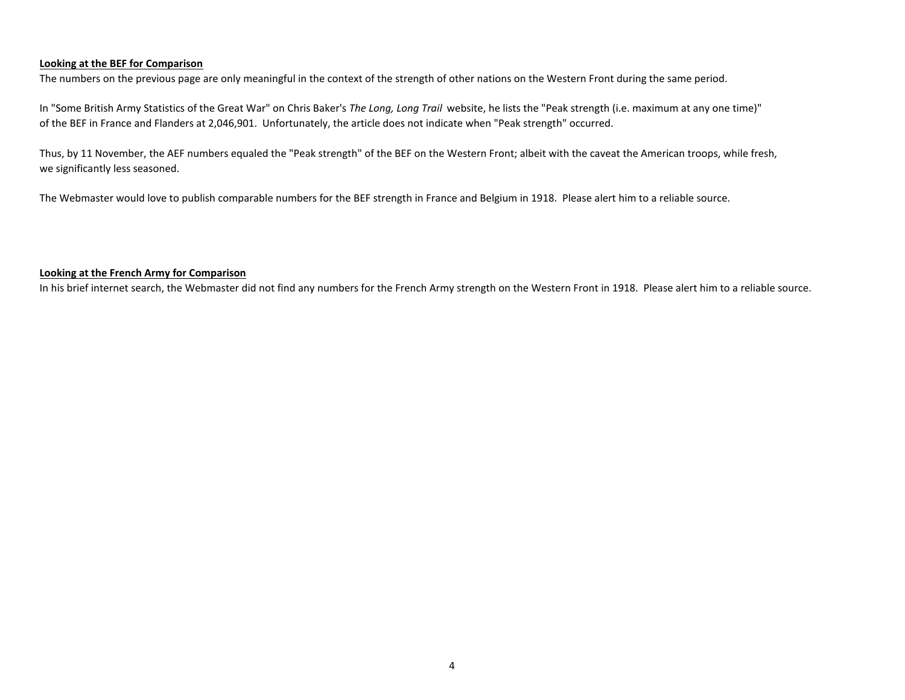**Looking at the BEF for Comparison**

The numbers on the previous page are only meaningful in the context of the strength of other nations on the Western Front during the same period.

In "Some British Army Statistics of the Great War" on Chris Baker's *The Long, Long Trail* website, he lists the "Peak strength (i.e. maximum at any one time)" of the BEF in France and Flanders at 2,046,901. Unfortunately, the article does not indicate when "Peak strength" occurred.

Thus, by 11 November, the AEF numbers equaled the "Peak strength" of the BEF on the Western Front; albeit with the caveat the American troops, while fresh, we significantly less seasoned.

The Webmaster would love to publish comparable numbers for the BEF strength in France and Belgium in 1918. Please alert him to a reliable source.

**Looking at the French Army for Comparison**

In his brief internet search, the Webmaster did not find any numbers for the French Army strength on the Western Front in 1918. Please alert him to a reliable source.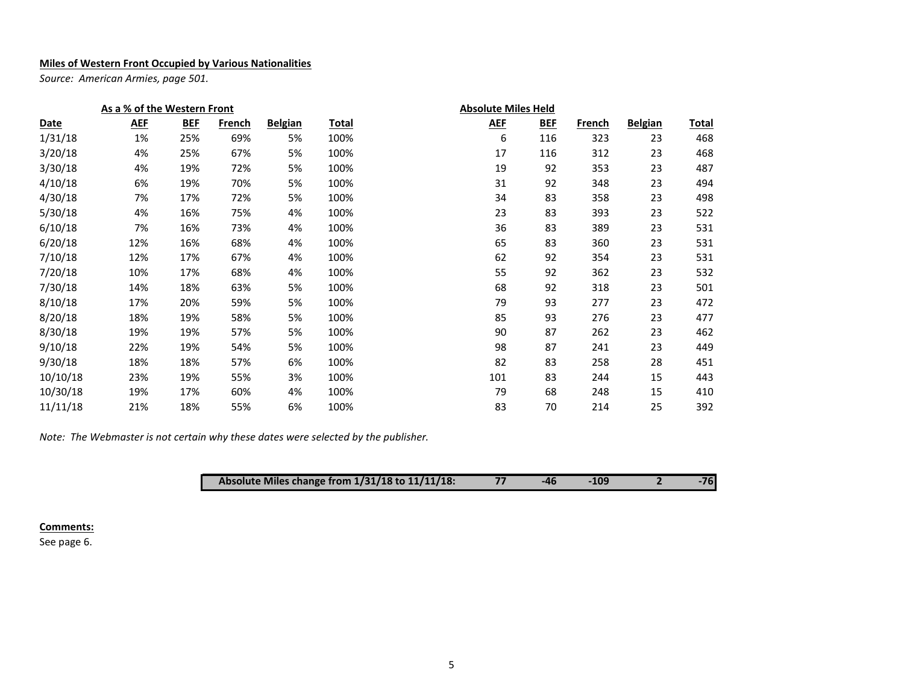**Miles of Western Front Occupied by Various Nationalities**

*Source: American Armies, page 501.*

| | As a % of the Western Front | | | | | Absolute Miles Held | | | | |
|---|---|---|---|---|---|---|---|---|---|---|
| **Date** | **AEF** | **BEF** | **French** | **Belgian** | **Total** | **AEF** | **BEF** | **French** | **Belgian** | **Total** |
| 1/31/18 | 1% | 25% | 69% | 5% | 100% | 6 | 116 | 323 | 23 | 468 |
| 3/20/18 | 4% | 25% | 67% | 5% | 100% | 17 | 116 | 312 | 23 | 468 |
| 3/30/18 | 4% | 19% | 72% | 5% | 100% | 19 | 92 | 353 | 23 | 487 |
| 4/10/18 | 6% | 19% | 70% | 5% | 100% | 31 | 92 | 348 | 23 | 494 |
| 4/30/18 | 7% | 17% | 72% | 5% | 100% | 34 | 83 | 358 | 23 | 498 |
| 5/30/18 | 4% | 16% | 75% | 4% | 100% | 23 | 83 | 393 | 23 | 522 |
| 6/10/18 | 7% | 16% | 73% | 4% | 100% | 36 | 83 | 389 | 23 | 531 |
| 6/20/18 | 12% | 16% | 68% | 4% | 100% | 65 | 83 | 360 | 23 | 531 |
| 7/10/18 | 12% | 17% | 67% | 4% | 100% | 62 | 92 | 354 | 23 | 531 |
| 7/20/18 | 10% | 17% | 68% | 4% | 100% | 55 | 92 | 362 | 23 | 532 |
| 7/30/18 | 14% | 18% | 63% | 5% | 100% | 68 | 92 | 318 | 23 | 501 |
| 8/10/18 | 17% | 20% | 59% | 5% | 100% | 79 | 93 | 277 | 23 | 472 |
| 8/20/18 | 18% | 19% | 58% | 5% | 100% | 85 | 93 | 276 | 23 | 477 |
| 8/30/18 | 19% | 19% | 57% | 5% | 100% | 90 | 87 | 262 | 23 | 462 |
| 9/10/18 | 22% | 19% | 54% | 5% | 100% | 98 | 87 | 241 | 23 | 449 |
| 9/30/18 | 18% | 18% | 57% | 6% | 100% | 82 | 83 | 258 | 28 | 451 |
| 10/10/18 | 23% | 19% | 55% | 3% | 100% | 101 | 83 | 244 | 15 | 443 |
| 10/30/18 | 19% | 17% | 60% | 4% | 100% | 79 | 68 | 248 | 15 | 410 |
| 11/11/18 | 21% | 18% | 55% | 6% | 100% | 83 | 70 | 214 | 25 | 392 |

*Note: The Webmaster is not certain why these dates were selected by the publisher.*

| Absolute Miles change from 1/31/18 to 11/11/18: | AEF | BEF | French | Belgian | Total |
|---|---|---|---|---|---|
| | **77** | **-46** | **-109** | **2** | **-76** |

**Comments:**

See page 6.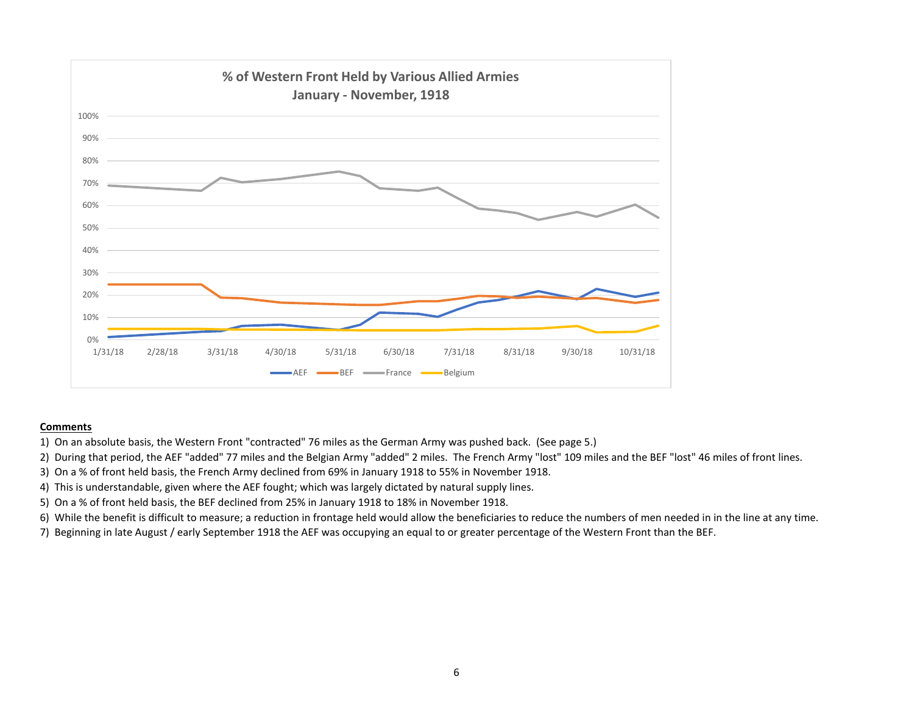% of Western Front Held by Various Allied Armies
January - November, 1918

100%
90%
80%
70%
60%
50%
40%
30%
20%
10%
0%

1/31/18 2/28/18 3/31/18 4/30/18 5/31/18 6/30/18 7/31/18 8/31/18 9/30/18 10/31/18

AEF BEF France Belgium

**Comments**

1) On an absolute basis, the Western Front "contracted" 76 miles as the German Army was pushed back. (See page 5.)
2) During that period, the AEF "added" 77 miles and the Belgian Army "added" 2 miles. The French Army "lost" 109 miles and the BEF "lost" 46 miles of front lines.
3) On a % of front held basis, the French Army declined from 69% in January 1918 to 55% in November 1918.
4) This is understandable, given where the AEF fought; which was largely dictated by natural supply lines.
5) On a % of front held basis, the BEF declined from 25% in January 1918 to 18% in November 1918.
6) While the benefit is difficult to measure; a reduction in frontage held would allow the beneficiaries to reduce the numbers of men needed in in the line at any time.
7) Beginning in late August / early September 1918 the AEF was occupying an equal to or greater percentage of the Western Front than the BEF.